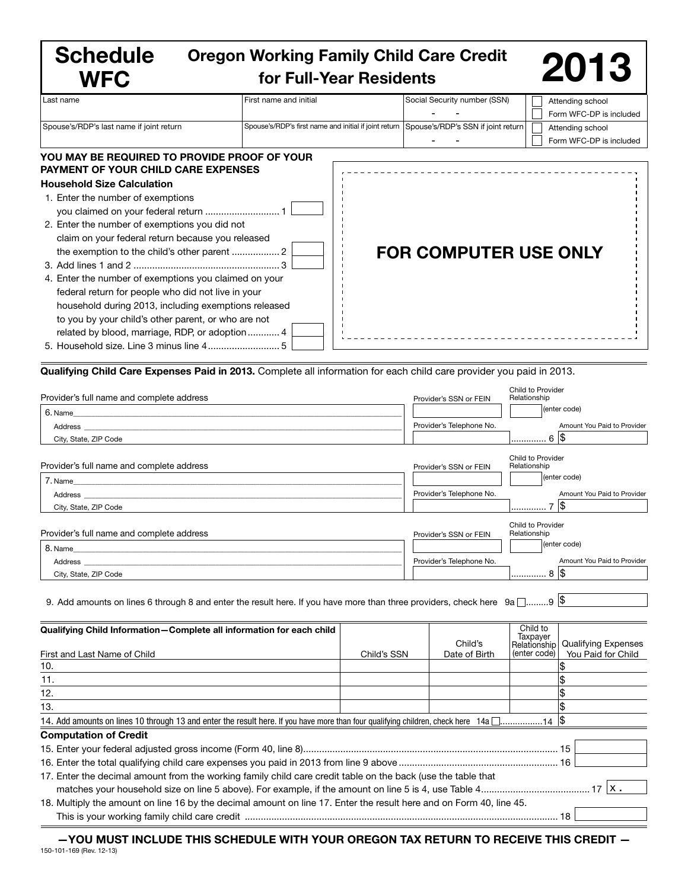# Schedule WFC

## Oregon Working Family Child Care Credit for Full-Year Residents

## 2013

| Last name | First name and initial | Social Security number (SSN) | ☐ Attending school ☐ Form WFC-DP is included |
|---|---|---|---|
| Spouse's/RDP's last name if joint return | Spouse's/RDP's first name and initial if joint return | Spouse's/RDP's SSN if joint return | ☐ Attending school ☐ Form WFC-DP is included |

**YOU MAY BE REQUIRED TO PROVIDE PROOF OF YOUR PAYMENT OF YOUR CHILD CARE EXPENSES**

**Household Size Calculation**

1. Enter the number of exemptions you claimed on your federal return ............................ 1
2. Enter the number of exemptions you did not claim on your federal return because you released the exemption to the child's other parent .................. 2
3. Add lines 1 and 2 ...................................................... 3
4. Enter the number of exemptions you claimed on your federal return for people who did not live in your household during 2013, including exemptions released to you by your child's other parent, or who are not related by blood, marriage, RDP, or adoption............ 4
5. Household size. Line 3 minus line 4........................... 5

**FOR COMPUTER USE ONLY**

**Qualifying Child Care Expenses Paid in 2013.** Complete all information for each child care provider you paid in 2013.

| Provider's full name and complete address | Provider's SSN or FEIN | Child to Provider Relationship (enter code) | Amount You Paid to Provider |
|---|---|---|---|
| 6. Name / Address / City, State, ZIP Code | Provider's Telephone No. | | 6 $ |
| 7. Name / Address / City, State, ZIP Code | Provider's Telephone No. | | 7 $ |
| 8. Name / Address / City, State, ZIP Code | Provider's Telephone No. | | 8 $ |

9. Add amounts on lines 6 through 8 and enter the result here. If you have more than three providers, check here 9a ☐.........9 $

| Qualifying Child Information—Complete all information for each child<br>First and Last Name of Child | Child's SSN | Child's Date of Birth | Child to Taxpayer Relationship (enter code) | Qualifying Expenses You Paid for Child |
|---|---|---|---|---|
| 10. | | | | $ |
| 11. | | | | $ |
| 12. | | | | $ |
| 13. | | | | $ |

14. Add amounts on lines 10 through 13 and enter the result here. If you have more than four qualifying children, check here 14a ☐................14 $

**Computation of Credit**

15. Enter your federal adjusted gross income (Form 40, line 8)............................................................................................... 15
16. Enter the total qualifying child care expenses you paid in 2013 from line 9 above ........................................................... 16
17. Enter the decimal amount from the working family child care credit table on the back (use the table that matches your household size on line 5 above). For example, if the amount on line 5 is 4, use Table 4......................................... 17 x .
18. Multiply the amount on line 16 by the decimal amount on line 17. Enter the result here and on Form 40, line 45. This is your working family child care credit ..................................................................................................................... 18

**—YOU MUST INCLUDE THIS SCHEDULE WITH YOUR OREGON TAX RETURN TO RECEIVE THIS CREDIT —**

150-101-169 (Rev. 12-13)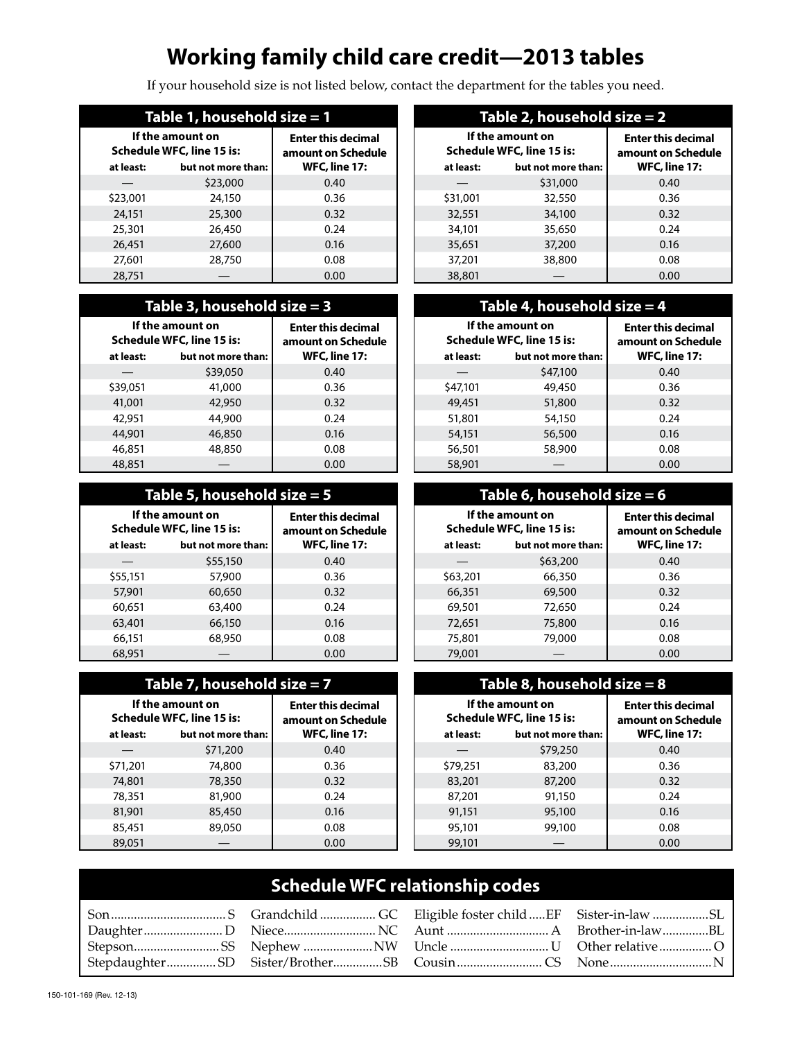# Working family child care credit—2013 tables

If your household size is not listed below, contact the department for the tables you need.

## Table 1, household size = 1

| If the amount on Schedule WFC, line 15 is: | | Enter this decimal amount on Schedule WFC, line 17: |
|---|---|---|
| **at least:** | **but not more than:** | |
| — | $23,000 | 0.40 |
| $23,001 | 24,150 | 0.36 |
| 24,151 | 25,300 | 0.32 |
| 25,301 | 26,450 | 0.24 |
| 26,451 | 27,600 | 0.16 |
| 27,601 | 28,750 | 0.08 |
| 28,751 | — | 0.00 |

## Table 2, household size = 2

| If the amount on Schedule WFC, line 15 is: | | Enter this decimal amount on Schedule WFC, line 17: |
|---|---|---|
| **at least:** | **but not more than:** | |
| — | $31,000 | 0.40 |
| $31,001 | 32,550 | 0.36 |
| 32,551 | 34,100 | 0.32 |
| 34,101 | 35,650 | 0.24 |
| 35,651 | 37,200 | 0.16 |
| 37,201 | 38,800 | 0.08 |
| 38,801 | — | 0.00 |

## Table 3, household size = 3

| If the amount on Schedule WFC, line 15 is: | | Enter this decimal amount on Schedule WFC, line 17: |
|---|---|---|
| **at least:** | **but not more than:** | |
| — | $39,050 | 0.40 |
| $39,051 | 41,000 | 0.36 |
| 41,001 | 42,950 | 0.32 |
| 42,951 | 44,900 | 0.24 |
| 44,901 | 46,850 | 0.16 |
| 46,851 | 48,850 | 0.08 |
| 48,851 | — | 0.00 |

## Table 4, household size = 4

| If the amount on Schedule WFC, line 15 is: | | Enter this decimal amount on Schedule WFC, line 17: |
|---|---|---|
| **at least:** | **but not more than:** | |
| — | $47,100 | 0.40 |
| $47,101 | 49,450 | 0.36 |
| 49,451 | 51,800 | 0.32 |
| 51,801 | 54,150 | 0.24 |
| 54,151 | 56,500 | 0.16 |
| 56,501 | 58,900 | 0.08 |
| 58,901 | — | 0.00 |

## Table 5, household size = 5

| If the amount on Schedule WFC, line 15 is: | | Enter this decimal amount on Schedule WFC, line 17: |
|---|---|---|
| **at least:** | **but not more than:** | |
| — | $55,150 | 0.40 |
| $55,151 | 57,900 | 0.36 |
| 57,901 | 60,650 | 0.32 |
| 60,651 | 63,400 | 0.24 |
| 63,401 | 66,150 | 0.16 |
| 66,151 | 68,950 | 0.08 |
| 68,951 | — | 0.00 |

## Table 6, household size = 6

| If the amount on Schedule WFC, line 15 is: | | Enter this decimal amount on Schedule WFC, line 17: |
|---|---|---|
| **at least:** | **but not more than:** | |
| — | $63,200 | 0.40 |
| $63,201 | 66,350 | 0.36 |
| 66,351 | 69,500 | 0.32 |
| 69,501 | 72,650 | 0.24 |
| 72,651 | 75,800 | 0.16 |
| 75,801 | 79,000 | 0.08 |
| 79,001 | — | 0.00 |

## Table 7, household size = 7

| If the amount on Schedule WFC, line 15 is: | | Enter this decimal amount on Schedule WFC, line 17: |
|---|---|---|
| **at least:** | **but not more than:** | |
| — | $71,200 | 0.40 |
| $71,201 | 74,800 | 0.36 |
| 74,801 | 78,350 | 0.32 |
| 78,351 | 81,900 | 0.24 |
| 81,901 | 85,450 | 0.16 |
| 85,451 | 89,050 | 0.08 |
| 89,051 | — | 0.00 |

## Table 8, household size = 8

| If the amount on Schedule WFC, line 15 is: | | Enter this decimal amount on Schedule WFC, line 17: |
|---|---|---|
| **at least:** | **but not more than:** | |
| — | $79,250 | 0.40 |
| $79,251 | 83,200 | 0.36 |
| 83,201 | 87,200 | 0.32 |
| 87,201 | 91,150 | 0.24 |
| 91,151 | 95,100 | 0.16 |
| 95,101 | 99,100 | 0.08 |
| 99,101 | — | 0.00 |

## Schedule WFC relationship codes

| | | | |
|---|---|---|---|
| Son .......... S | Grandchild .......... GC | Eligible foster child .......... EF | Sister-in-law .......... SL |
| Daughter .......... D | Niece .......... NC | Aunt .......... A | Brother-in-law .......... BL |
| Stepson .......... SS | Nephew .......... NW | Uncle .......... U | Other relative .......... O |
| Stepdaughter .......... SD | Sister/Brother .......... SB | Cousin .......... CS | None .......... N |

150-101-169 (Rev. 12-13)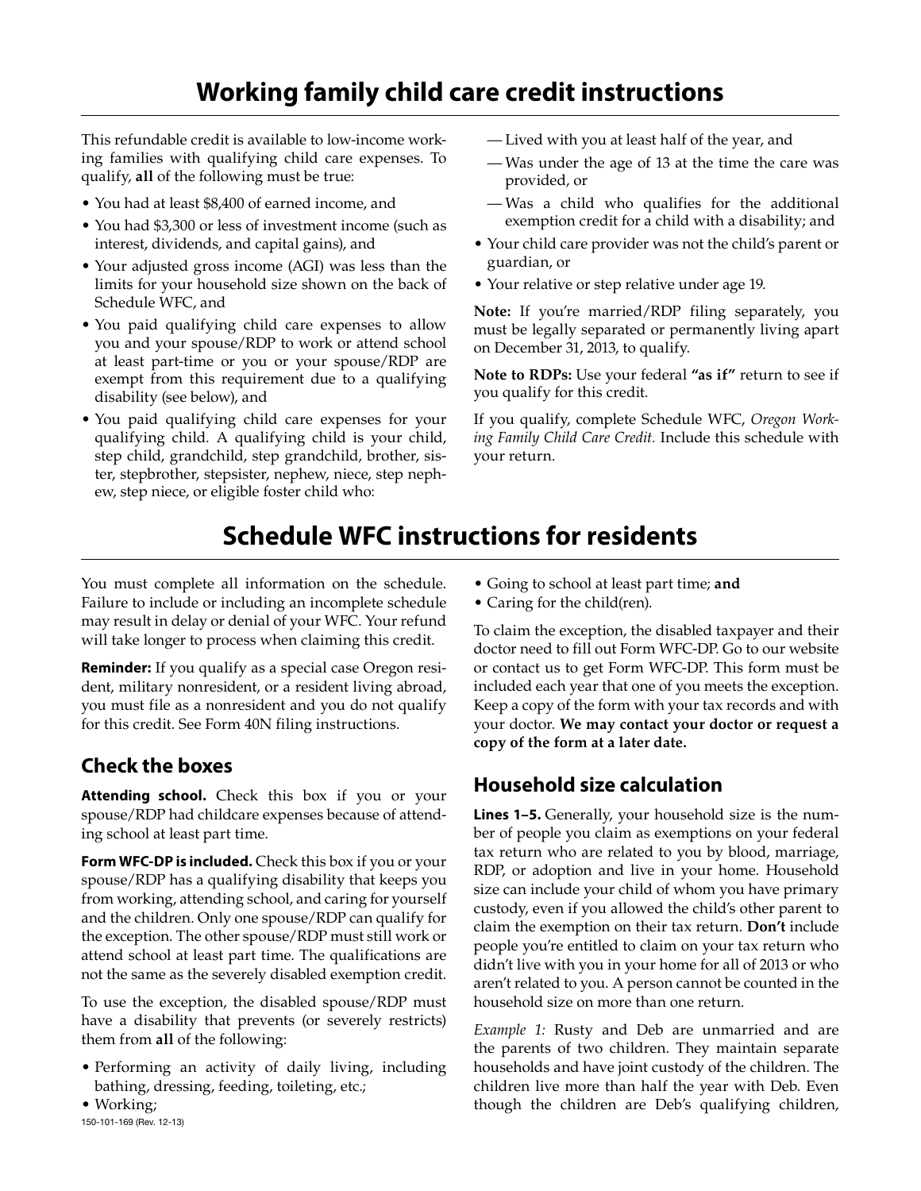# Working family child care credit instructions

This refundable credit is available to low-income working families with qualifying child care expenses. To qualify, **all** of the following must be true:

- You had at least $8,400 of earned income, and
- You had $3,300 or less of investment income (such as interest, dividends, and capital gains), and
- Your adjusted gross income (AGI) was less than the limits for your household size shown on the back of Schedule WFC, and
- You paid qualifying child care expenses to allow you and your spouse/RDP to work or attend school at least part-time or you or your spouse/RDP are exempt from this requirement due to a qualifying disability (see below), and
- You paid qualifying child care expenses for your qualifying child. A qualifying child is your child, step child, grandchild, step grandchild, brother, sister, stepbrother, stepsister, nephew, niece, step nephew, step niece, or eligible foster child who:
  - Lived with you at least half of the year, and
  - Was under the age of 13 at the time the care was provided, or
  - Was a child who qualifies for the additional exemption credit for a child with a disability; and
- Your child care provider was not the child's parent or guardian, or
- Your relative or step relative under age 19.

**Note:** If you're married/RDP filing separately, you must be legally separated or permanently living apart on December 31, 2013, to qualify.

**Note to RDPs:** Use your federal **"as if"** return to see if you qualify for this credit.

If you qualify, complete Schedule WFC, *Oregon Working Family Child Care Credit.* Include this schedule with your return.

# Schedule WFC instructions for residents

You must complete all information on the schedule. Failure to include or including an incomplete schedule may result in delay or denial of your WFC. Your refund will take longer to process when claiming this credit.

**Reminder:** If you qualify as a special case Oregon resident, military nonresident, or a resident living abroad, you must file as a nonresident and you do not qualify for this credit. See Form 40N filing instructions.

## Check the boxes

**Attending school.** Check this box if you or your spouse/RDP had childcare expenses because of attending school at least part time.

**Form WFC-DP is included.** Check this box if you or your spouse/RDP has a qualifying disability that keeps you from working, attending school, and caring for yourself and the children. Only one spouse/RDP can qualify for the exception. The other spouse/RDP must still work or attend school at least part time. The qualifications are not the same as the severely disabled exemption credit.

To use the exception, the disabled spouse/RDP must have a disability that prevents (or severely restricts) them from **all** of the following:

- Performing an activity of daily living, including bathing, dressing, feeding, toileting, etc.;
- Working;
- Going to school at least part time; **and**
- Caring for the child(ren).

To claim the exception, the disabled taxpayer and their doctor need to fill out Form WFC-DP. Go to our website or contact us to get Form WFC-DP. This form must be included each year that one of you meets the exception. Keep a copy of the form with your tax records and with your doctor. **We may contact your doctor or request a copy of the form at a later date.**

## Household size calculation

**Lines 1–5.** Generally, your household size is the number of people you claim as exemptions on your federal tax return who are related to you by blood, marriage, RDP, or adoption and live in your home. Household size can include your child of whom you have primary custody, even if you allowed the child's other parent to claim the exemption on their tax return. **Don't** include people you're entitled to claim on your tax return who didn't live with you in your home for all of 2013 or who aren't related to you. A person cannot be counted in the household size on more than one return.

*Example 1:* Rusty and Deb are unmarried and are the parents of two children. They maintain separate households and have joint custody of the children. The children live more than half the year with Deb. Even though the children are Deb's qualifying children,

150-101-169 (Rev. 12-13)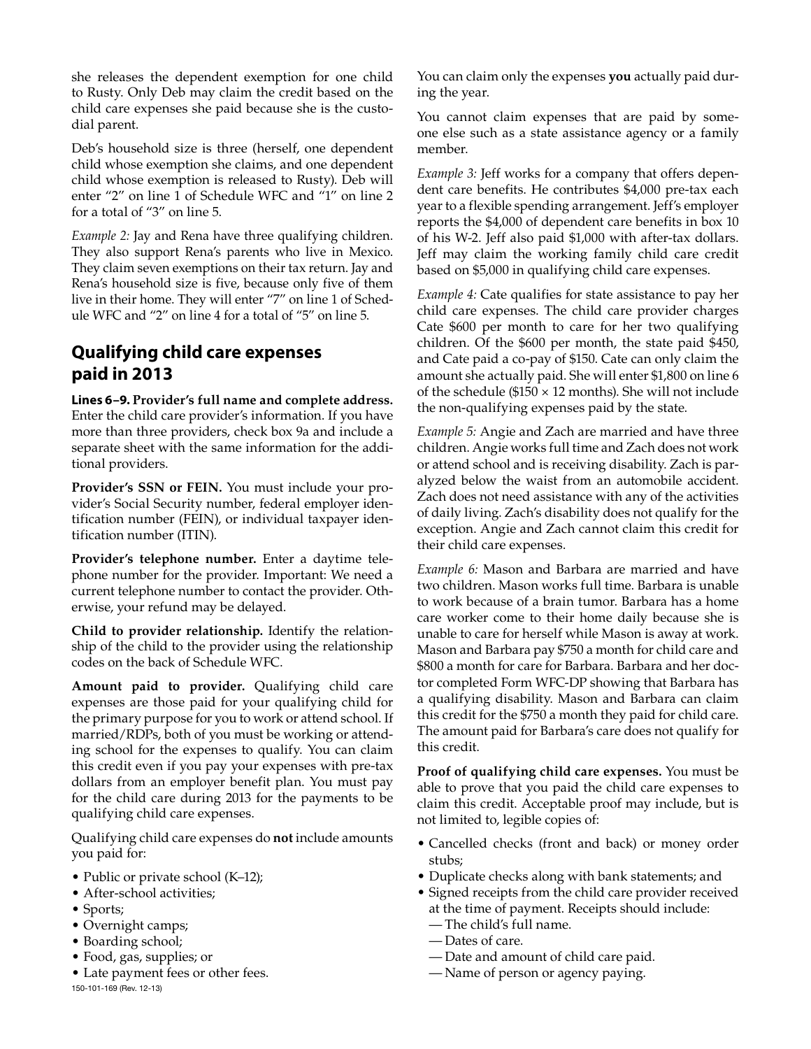she releases the dependent exemption for one child to Rusty. Only Deb may claim the credit based on the child care expenses she paid because she is the custodial parent.

Deb's household size is three (herself, one dependent child whose exemption she claims, and one dependent child whose exemption is released to Rusty). Deb will enter "2" on line 1 of Schedule WFC and "1" on line 2 for a total of "3" on line 5.

*Example 2:* Jay and Rena have three qualifying children. They also support Rena's parents who live in Mexico. They claim seven exemptions on their tax return. Jay and Rena's household size is five, because only five of them live in their home. They will enter "7" on line 1 of Schedule WFC and "2" on line 4 for a total of "5" on line 5.

## Qualifying child care expenses paid in 2013

**Lines 6–9. Provider's full name and complete address.** Enter the child care provider's information. If you have more than three providers, check box 9a and include a separate sheet with the same information for the additional providers.

**Provider's SSN or FEIN.** You must include your provider's Social Security number, federal employer identification number (FEIN), or individual taxpayer identification number (ITIN).

**Provider's telephone number.** Enter a daytime telephone number for the provider. Important: We need a current telephone number to contact the provider. Otherwise, your refund may be delayed.

**Child to provider relationship.** Identify the relationship of the child to the provider using the relationship codes on the back of Schedule WFC.

**Amount paid to provider.** Qualifying child care expenses are those paid for your qualifying child for the primary purpose for you to work or attend school. If married/RDPs, both of you must be working or attending school for the expenses to qualify. You can claim this credit even if you pay your expenses with pre-tax dollars from an employer benefit plan. You must pay for the child care during 2013 for the payments to be qualifying child care expenses.

Qualifying child care expenses do **not** include amounts you paid for:

- Public or private school (K–12);
- After-school activities;
- Sports;
- Overnight camps;
- Boarding school;
- Food, gas, supplies; or
- Late payment fees or other fees.

You can claim only the expenses **you** actually paid during the year.

You cannot claim expenses that are paid by someone else such as a state assistance agency or a family member.

*Example 3:* Jeff works for a company that offers dependent care benefits. He contributes $4,000 pre-tax each year to a flexible spending arrangement. Jeff's employer reports the $4,000 of dependent care benefits in box 10 of his W-2. Jeff also paid $1,000 with after-tax dollars. Jeff may claim the working family child care credit based on $5,000 in qualifying child care expenses.

*Example 4:* Cate qualifies for state assistance to pay her child care expenses. The child care provider charges Cate $600 per month to care for her two qualifying children. Of the $600 per month, the state paid $450, and Cate paid a co-pay of $150. Cate can only claim the amount she actually paid. She will enter $1,800 on line 6 of the schedule ($150 × 12 months). She will not include the non-qualifying expenses paid by the state.

*Example 5:* Angie and Zach are married and have three children. Angie works full time and Zach does not work or attend school and is receiving disability. Zach is paralyzed below the waist from an automobile accident. Zach does not need assistance with any of the activities of daily living. Zach's disability does not qualify for the exception. Angie and Zach cannot claim this credit for their child care expenses.

*Example 6:* Mason and Barbara are married and have two children. Mason works full time. Barbara is unable to work because of a brain tumor. Barbara has a home care worker come to their home daily because she is unable to care for herself while Mason is away at work. Mason and Barbara pay $750 a month for child care and $800 a month for care for Barbara. Barbara and her doctor completed Form WFC-DP showing that Barbara has a qualifying disability. Mason and Barbara can claim this credit for the $750 a month they paid for child care. The amount paid for Barbara's care does not qualify for this credit.

**Proof of qualifying child care expenses.** You must be able to prove that you paid the child care expenses to claim this credit. Acceptable proof may include, but is not limited to, legible copies of:

- Cancelled checks (front and back) or money order stubs;
- Duplicate checks along with bank statements; and
- Signed receipts from the child care provider received at the time of payment. Receipts should include:
  - — The child's full name.
  - — Dates of care.
  - — Date and amount of child care paid.
  - — Name of person or agency paying.

150-101-169 (Rev. 12-13)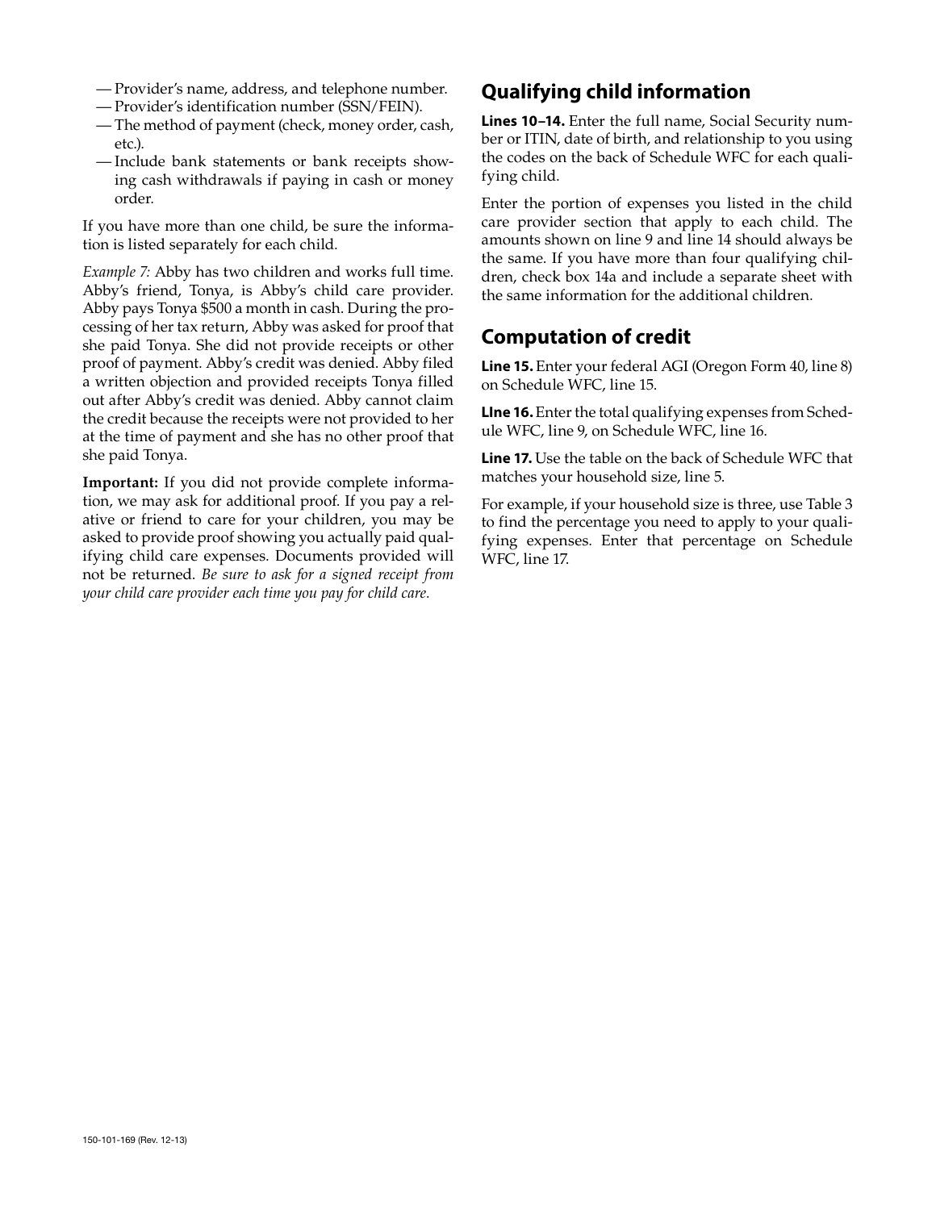- — Provider's name, address, and telephone number.
- — Provider's identification number (SSN/FEIN).
- — The method of payment (check, money order, cash, etc.).
- — Include bank statements or bank receipts showing cash withdrawals if paying in cash or money order.

If you have more than one child, be sure the information is listed separately for each child.

*Example 7:* Abby has two children and works full time. Abby's friend, Tonya, is Abby's child care provider. Abby pays Tonya $500 a month in cash. During the processing of her tax return, Abby was asked for proof that she paid Tonya. She did not provide receipts or other proof of payment. Abby's credit was denied. Abby filed a written objection and provided receipts Tonya filled out after Abby's credit was denied. Abby cannot claim the credit because the receipts were not provided to her at the time of payment and she has no other proof that she paid Tonya.

**Important:** If you did not provide complete information, we may ask for additional proof. If you pay a relative or friend to care for your children, you may be asked to provide proof showing you actually paid qualifying child care expenses. Documents provided will not be returned. *Be sure to ask for a signed receipt from your child care provider each time you pay for child care.*

## Qualifying child information

**Lines 10–14.** Enter the full name, Social Security number or ITIN, date of birth, and relationship to you using the codes on the back of Schedule WFC for each qualifying child.

Enter the portion of expenses you listed in the child care provider section that apply to each child. The amounts shown on line 9 and line 14 should always be the same. If you have more than four qualifying children, check box 14a and include a separate sheet with the same information for the additional children.

## Computation of credit

**Line 15.** Enter your federal AGI (Oregon Form 40, line 8) on Schedule WFC, line 15.

**LIne 16.** Enter the total qualifying expenses from Schedule WFC, line 9, on Schedule WFC, line 16.

**Line 17.** Use the table on the back of Schedule WFC that matches your household size, line 5.

For example, if your household size is three, use Table 3 to find the percentage you need to apply to your qualifying expenses. Enter that percentage on Schedule WFC, line 17.

150-101-169 (Rev. 12-13)